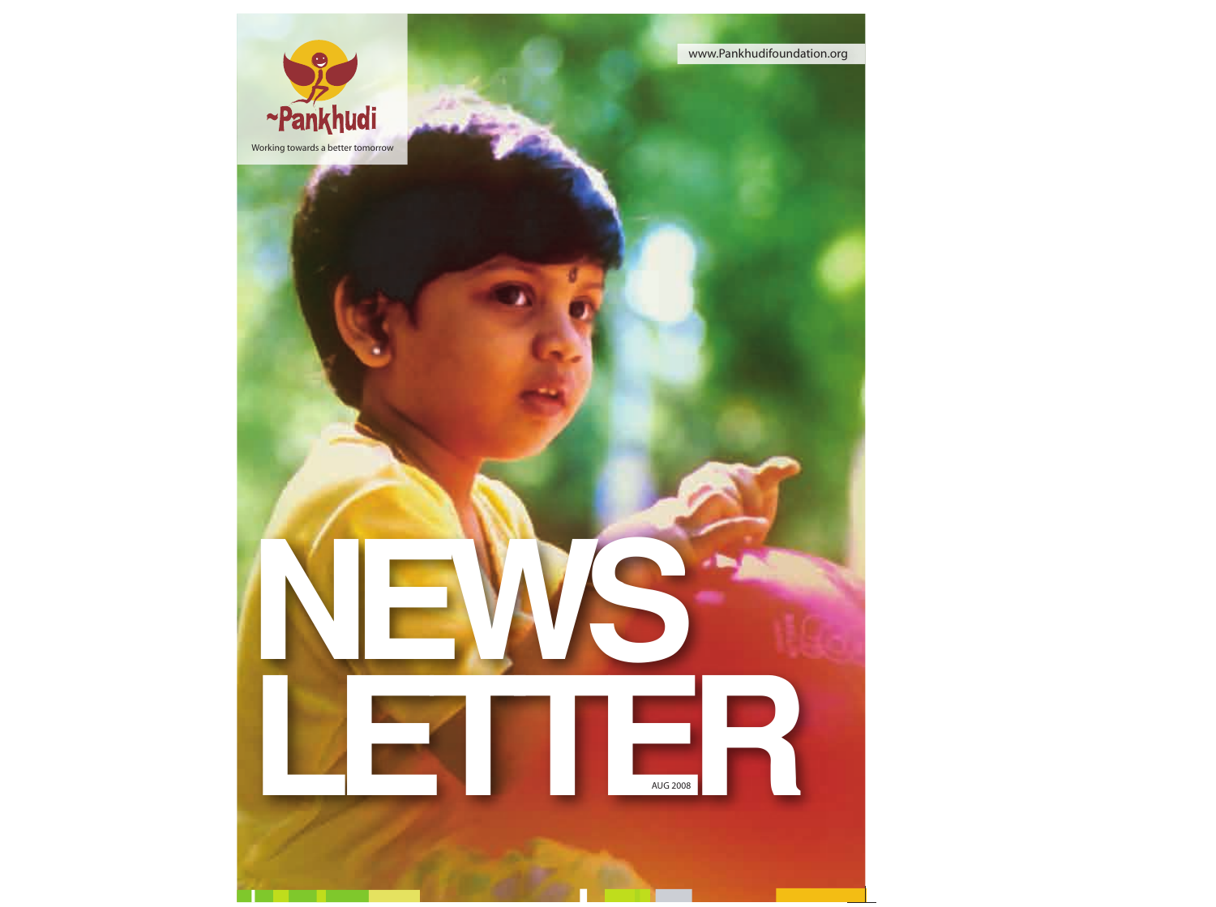~Pankhudi

Working towards a better tomorrow

www.Pankhudifoundation.org

# NEWS LETTER

AUG 2008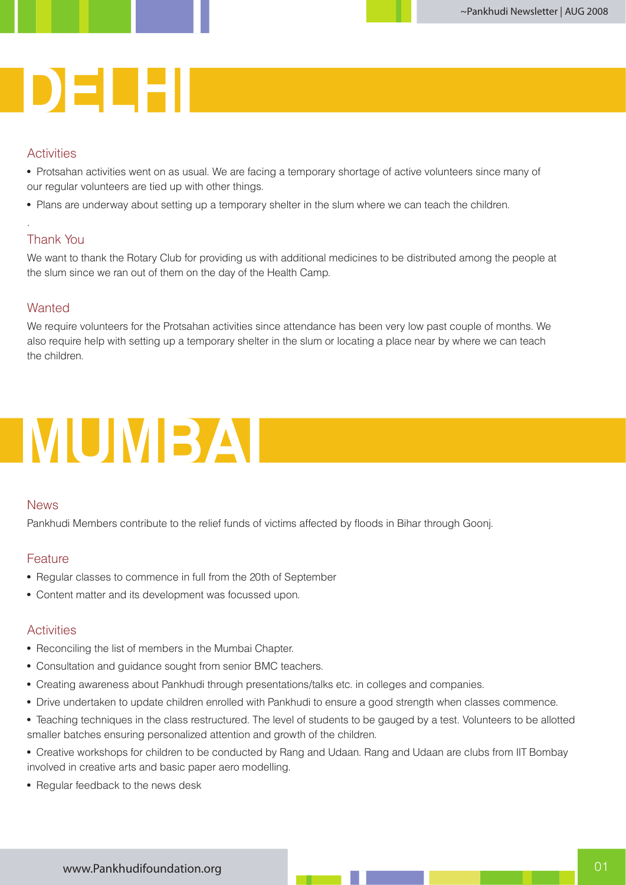# DELHI

## Activities

- Protsahan activities went on as usual. We are facing a temporary shortage of active volunteers since many of our regular volunteers are tied up with other things.
- Plans are underway about setting up a temporary shelter in the slum where we can teach the children.

## Thank You

We want to thank the Rotary Club for providing us with additional medicines to be distributed among the people at the slum since we ran out of them on the day of the Health Camp.

## Wanted

We require volunteers for the Protsahan activities since attendance has been very low past couple of months. We also require help with setting up a temporary shelter in the slum or locating a place near by where we can teach the children.

# MUMBAI

## News

Pankhudi Members contribute to the relief funds of victims affected by floods in Bihar through Goonj.

## Feature

- Regular classes to commence in full from the 20th of September
- Content matter and its development was focussed upon.

## Activities

- Reconciling the list of members in the Mumbai Chapter.
- Consultation and guidance sought from senior BMC teachers.
- Creating awareness about Pankhudi through presentations/talks etc. in colleges and companies.
- Drive undertaken to update children enrolled with Pankhudi to ensure a good strength when classes commence.
- Teaching techniques in the class restructured. The level of students to be gauged by a test. Volunteers to be allotted smaller batches ensuring personalized attention and growth of the children.
- Creative workshops for children to be conducted by Rang and Udaan. Rang and Udaan are clubs from IIT Bombay involved in creative arts and basic paper aero modelling.
- Regular feedback to the news desk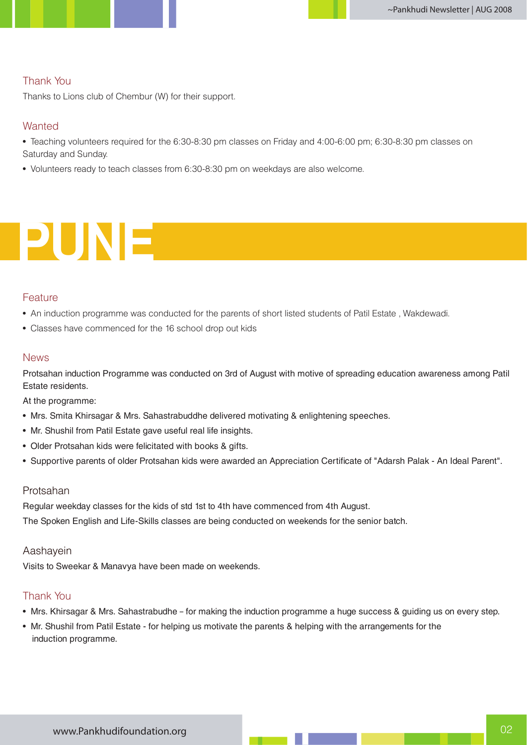### Thank You

Thanks to Lions club of Chembur (W) for their support.

### Wanted

- Teaching volunteers required for the 6:30-8:30 pm classes on Friday and 4:00-6:00 pm; 6:30-8:30 pm classes on Saturday and Sunday.
- Volunteers ready to teach classes from 6:30-8:30 pm on weekdays are also welcome.

# PUNE

### Feature

- An induction programme was conducted for the parents of short listed students of Patil Estate , Wakdewadi.
- Classes have commenced for the 16 school drop out kids

### News

Protsahan induction Programme was conducted on 3rd of August with motive of spreading education awareness among Patil Estate residents.

At the programme:

- Mrs. Smita Khirsagar & Mrs. Sahastrabuddhe delivered motivating & enlightening speeches.
- Mr. Shushil from Patil Estate gave useful real life insights.
- Older Protsahan kids were felicitated with books & gifts.
- Supportive parents of older Protsahan kids were awarded an Appreciation Certificate of "Adarsh Palak - An Ideal Parent".

### Protsahan

Regular weekday classes for the kids of std 1st to 4th have commenced from 4th August.

The Spoken English and Life-Skills classes are being conducted on weekends for the senior batch.

### Aashayein

Visits to Sweekar & Manavya have been made on weekends.

### Thank You

- Mrs. Khirsagar & Mrs. Sahastrabudhe – for making the induction programme a huge success & guiding us on every step.
- Mr. Shushil from Patil Estate - for helping us motivate the parents & helping with the arrangements for the induction programme.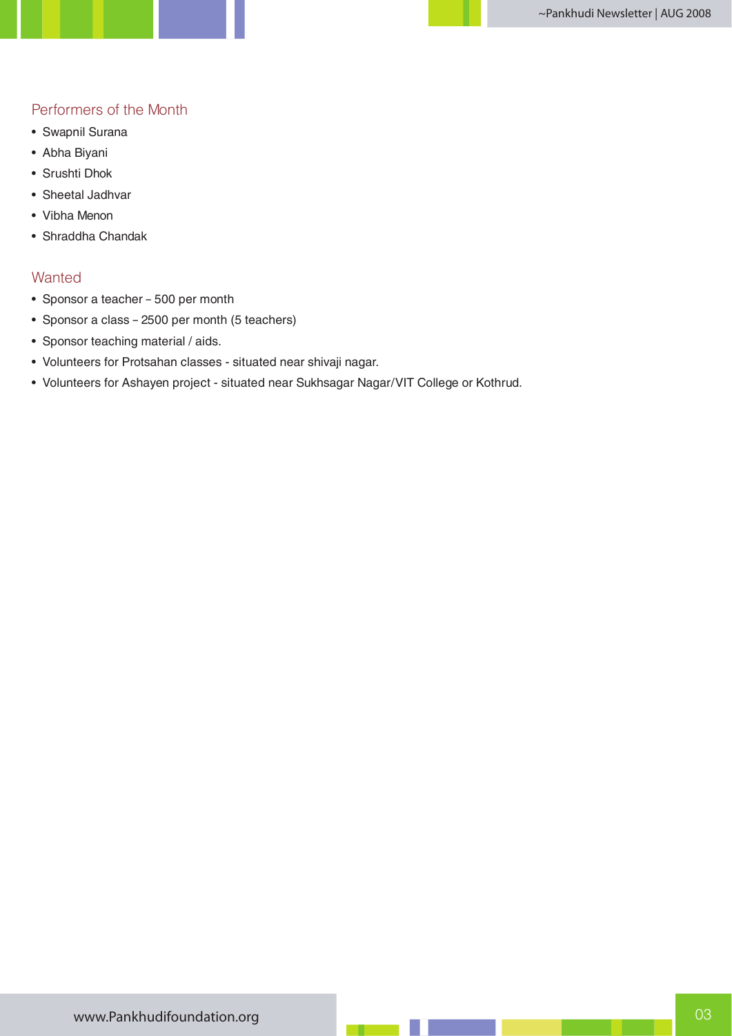## Performers of the Month

- Swapnil Surana
- Abha Biyani
- Srushti Dhok
- Sheetal Jadhvar
- Vibha Menon
- Shraddha Chandak

## Wanted

- Sponsor a teacher – 500 per month
- Sponsor a class – 2500 per month (5 teachers)
- Sponsor teaching material / aids.
- Volunteers for Protsahan classes - situated near shivaji nagar.
- Volunteers for Ashayen project - situated near Sukhsagar Nagar/VIT College or Kothrud.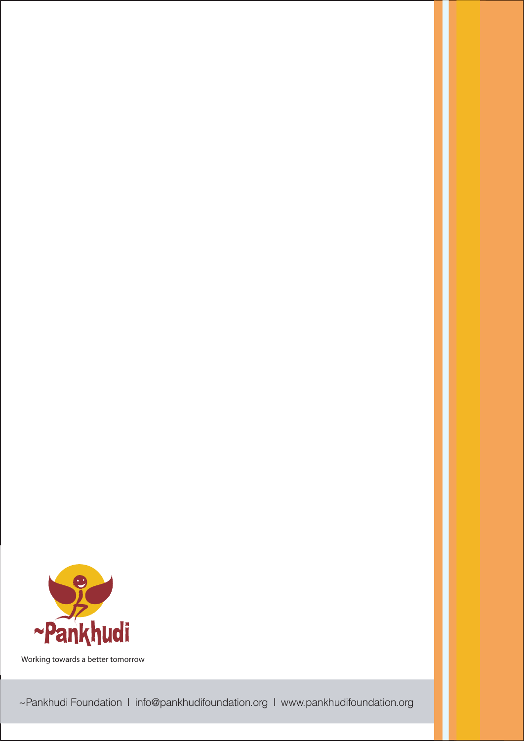~Pankhudi

Working towards a better tomorrow

~Pankhudi Foundation | info@pankhudifoundation.org | www.pankhudifoundation.org